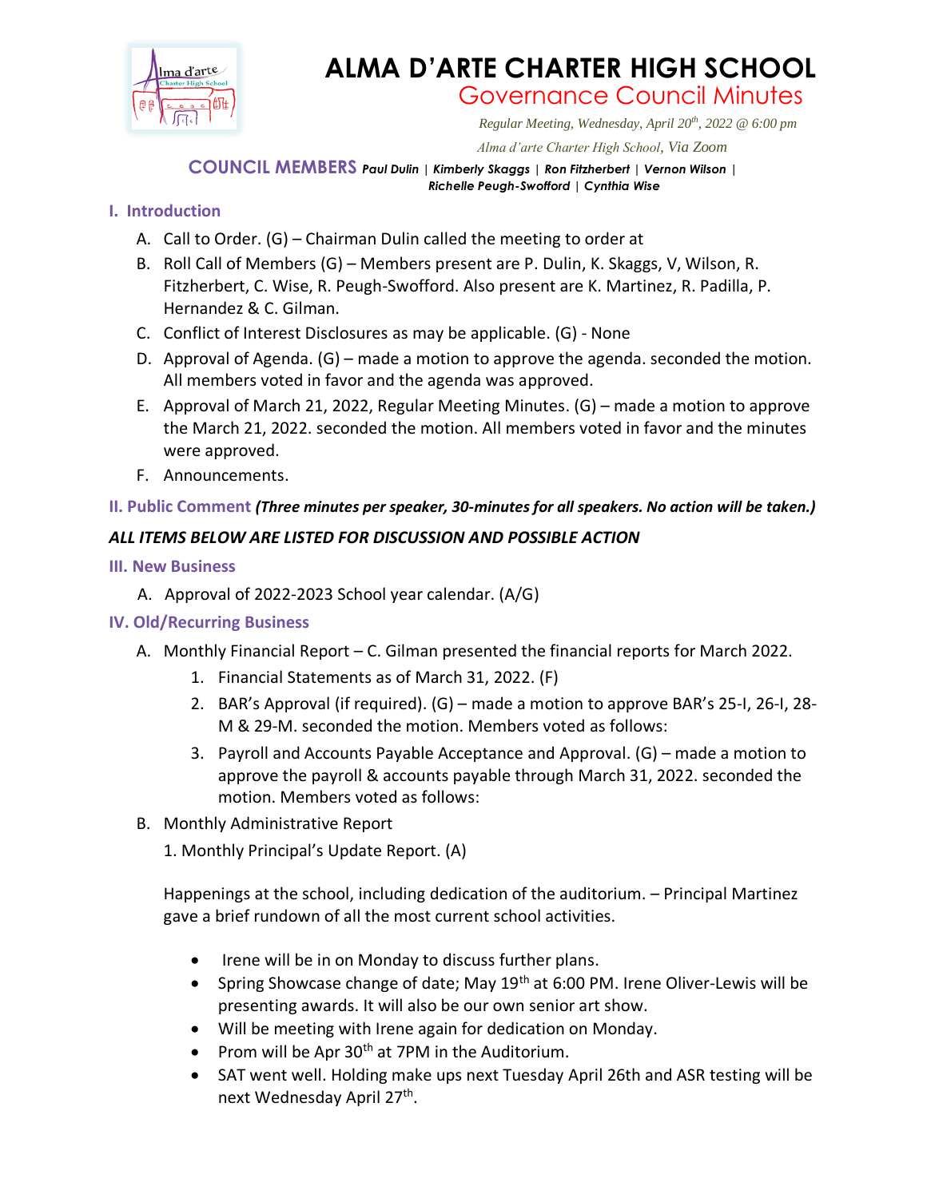# ALMA D'ARTE CHARTER HIGH SCHOOL

## Governance Council Minutes

*Regular Meeting, Wednesday, April 20th, 2022 @ 6:00 pm*

*Alma d'arte Charter High School, Via Zoom*

**COUNCIL MEMBERS** ***Paul Dulin** | **Kimberly Skaggs** | **Ron Fitzherbert** | **Vernon Wilson** | **Richelle Peugh-Swofford** | **Cynthia Wise***

### I. Introduction

A. Call to Order. (G) – Chairman Dulin called the meeting to order at

B. Roll Call of Members (G) – Members present are P. Dulin, K. Skaggs, V, Wilson, R. Fitzherbert, C. Wise, R. Peugh-Swofford. Also present are K. Martinez, R. Padilla, P. Hernandez & C. Gilman.

C. Conflict of Interest Disclosures as may be applicable. (G) - None

D. Approval of Agenda. (G) – made a motion to approve the agenda. seconded the motion. All members voted in favor and the agenda was approved.

E. Approval of March 21, 2022, Regular Meeting Minutes. (G) – made a motion to approve the March 21, 2022. seconded the motion. All members voted in favor and the minutes were approved.

F. Announcements.

### II. Public Comment *(Three minutes per speaker, 30-minutes for all speakers. No action will be taken.)*

***ALL ITEMS BELOW ARE LISTED FOR DISCUSSION AND POSSIBLE ACTION***

### III. New Business

A. Approval of 2022-2023 School year calendar. (A/G)

### IV. Old/Recurring Business

A. Monthly Financial Report – C. Gilman presented the financial reports for March 2022.

1. Financial Statements as of March 31, 2022. (F)
2. BAR's Approval (if required). (G) – made a motion to approve BAR's 25-I, 26-I, 28-M & 29-M. seconded the motion. Members voted as follows:
3. Payroll and Accounts Payable Acceptance and Approval. (G) – made a motion to approve the payroll & accounts payable through March 31, 2022. seconded the motion. Members voted as follows:

B. Monthly Administrative Report

1. Monthly Principal's Update Report. (A)

Happenings at the school, including dedication of the auditorium. – Principal Martinez gave a brief rundown of all the most current school activities.

- Irene will be in on Monday to discuss further plans.
- Spring Showcase change of date; May 19th at 6:00 PM. Irene Oliver-Lewis will be presenting awards. It will also be our own senior art show.
- Will be meeting with Irene again for dedication on Monday.
- Prom will be Apr 30th at 7PM in the Auditorium.
- SAT went well. Holding make ups next Tuesday April 26th and ASR testing will be next Wednesday April 27th.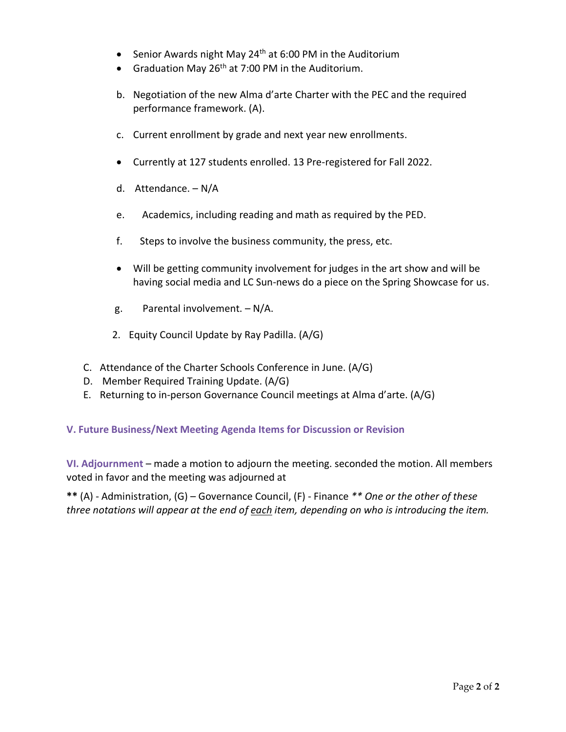- Senior Awards night May 24th at 6:00 PM in the Auditorium
- Graduation May 26th at 7:00 PM in the Auditorium.

b. Negotiation of the new Alma d'arte Charter with the PEC and the required performance framework. (A).

c. Current enrollment by grade and next year new enrollments.

- Currently at 127 students enrolled. 13 Pre-registered for Fall 2022.

d. Attendance. – N/A

e. Academics, including reading and math as required by the PED.

f. Steps to involve the business community, the press, etc.

- Will be getting community involvement for judges in the art show and will be having social media and LC Sun-news do a piece on the Spring Showcase for us.

g. Parental involvement. – N/A.

2. Equity Council Update by Ray Padilla. (A/G)

C. Attendance of the Charter Schools Conference in June. (A/G)
D. Member Required Training Update. (A/G)
E. Returning to in-person Governance Council meetings at Alma d'arte. (A/G)

### V. Future Business/Next Meeting Agenda Items for Discussion or Revision

**VI. Adjournment** – made a motion to adjourn the meeting. seconded the motion. All members voted in favor and the meeting was adjourned at

**\*\*** (A) - Administration, (G) – Governance Council, (F) - Finance *\*\* One or the other of these three notations will appear at the end of <u>each</u> item, depending on who is introducing the item.*